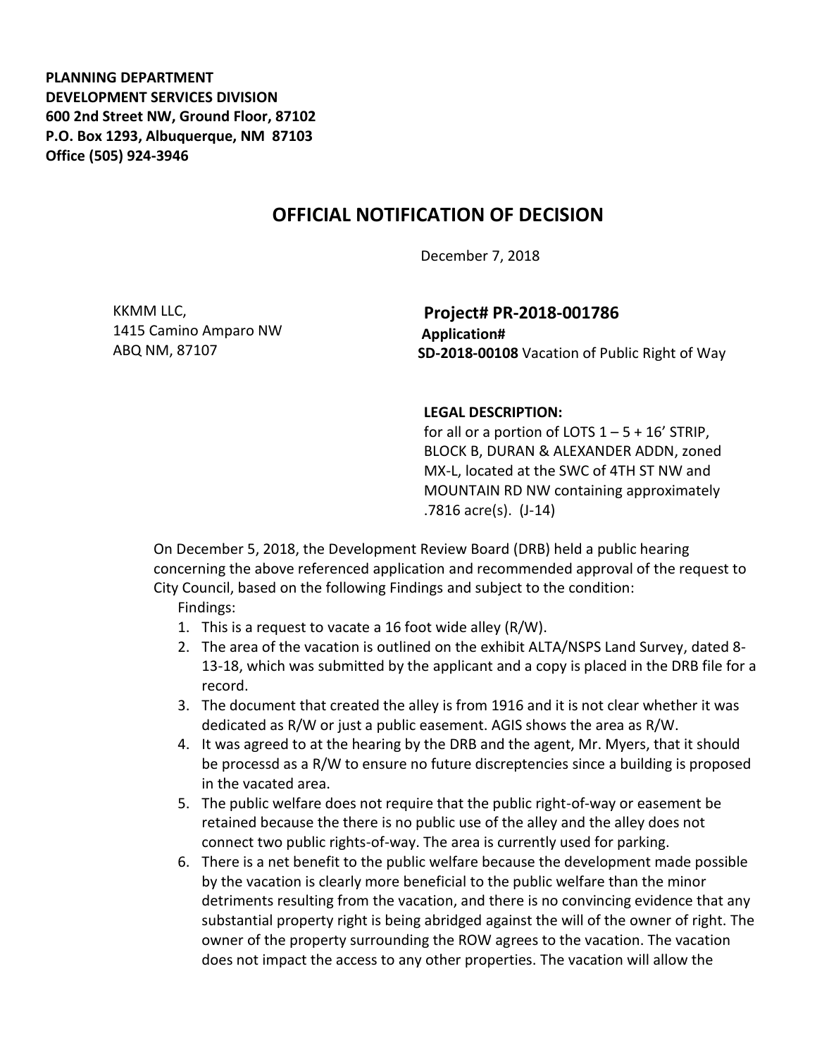**PLANNING DEPARTMENT**
**DEVELOPMENT SERVICES DIVISION**
**600 2nd Street NW, Ground Floor, 87102**
**P.O. Box 1293, Albuquerque, NM 87103**
**Office (505) 924-3946**

# OFFICIAL NOTIFICATION OF DECISION

December 7, 2018

KKMM LLC,
1415 Camino Amparo NW
ABQ NM, 87107

**Project# PR-2018-001786**
**Application#**
**SD-2018-00108** Vacation of Public Right of Way

**LEGAL DESCRIPTION:**
for all or a portion of LOTS 1 – 5 + 16' STRIP, BLOCK B, DURAN & ALEXANDER ADDN, zoned MX-L, located at the SWC of 4TH ST NW and MOUNTAIN RD NW containing approximately .7816 acre(s). (J-14)

On December 5, 2018, the Development Review Board (DRB) held a public hearing concerning the above referenced application and recommended approval of the request to City Council, based on the following Findings and subject to the condition:

Findings:

1. This is a request to vacate a 16 foot wide alley (R/W).
2. The area of the vacation is outlined on the exhibit ALTA/NSPS Land Survey, dated 8-13-18, which was submitted by the applicant and a copy is placed in the DRB file for a record.
3. The document that created the alley is from 1916 and it is not clear whether it was dedicated as R/W or just a public easement. AGIS shows the area as R/W.
4. It was agreed to at the hearing by the DRB and the agent, Mr. Myers, that it should be processd as a R/W to ensure no future discreptencies since a building is proposed in the vacated area.
5. The public welfare does not require that the public right-of-way or easement be retained because the there is no public use of the alley and the alley does not connect two public rights-of-way. The area is currently used for parking.
6. There is a net benefit to the public welfare because the development made possible by the vacation is clearly more beneficial to the public welfare than the minor detriments resulting from the vacation, and there is no convincing evidence that any substantial property right is being abridged against the will of the owner of right. The owner of the property surrounding the ROW agrees to the vacation. The vacation does not impact the access to any other properties. The vacation will allow the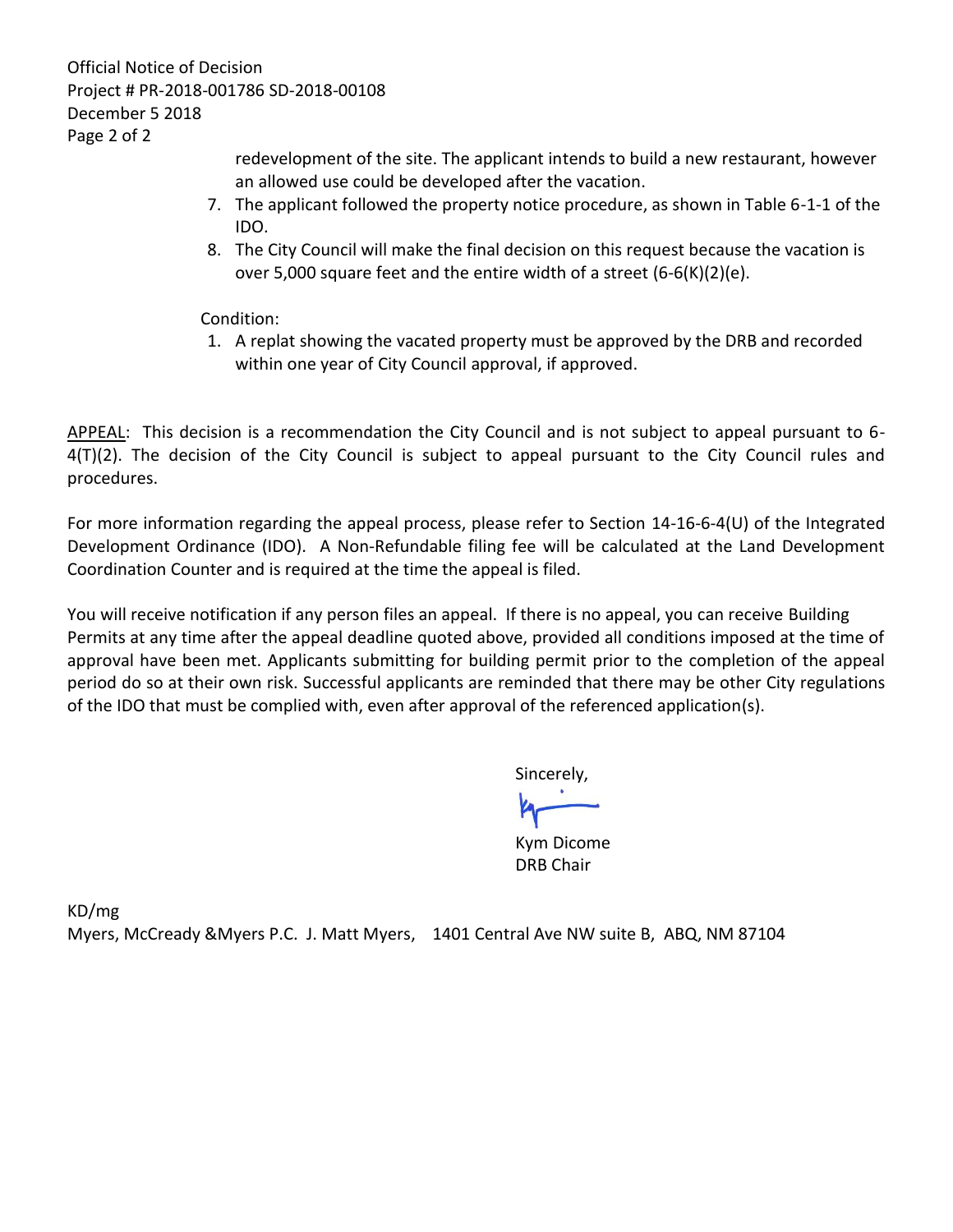redevelopment of the site. The applicant intends to build a new restaurant, however an allowed use could be developed after the vacation.

7. The applicant followed the property notice procedure, as shown in Table 6-1-1 of the IDO.
8. The City Council will make the final decision on this request because the vacation is over 5,000 square feet and the entire width of a street (6-6(K)(2)(e).

Condition:

1. A replat showing the vacated property must be approved by the DRB and recorded within one year of City Council approval, if approved.

APPEAL: This decision is a recommendation the City Council and is not subject to appeal pursuant to 6-4(T)(2). The decision of the City Council is subject to appeal pursuant to the City Council rules and procedures.

For more information regarding the appeal process, please refer to Section 14-16-6-4(U) of the Integrated Development Ordinance (IDO). A Non-Refundable filing fee will be calculated at the Land Development Coordination Counter and is required at the time the appeal is filed.

You will receive notification if any person files an appeal. If there is no appeal, you can receive Building Permits at any time after the appeal deadline quoted above, provided all conditions imposed at the time of approval have been met. Applicants submitting for building permit prior to the completion of the appeal period do so at their own risk. Successful applicants are reminded that there may be other City regulations of the IDO that must be complied with, even after approval of the referenced application(s).

Sincerely,

Kym Dicome
DRB Chair

KD/mg

Myers, McCready &Myers P.C. J. Matt Myers, 1401 Central Ave NW suite B, ABQ, NM 87104